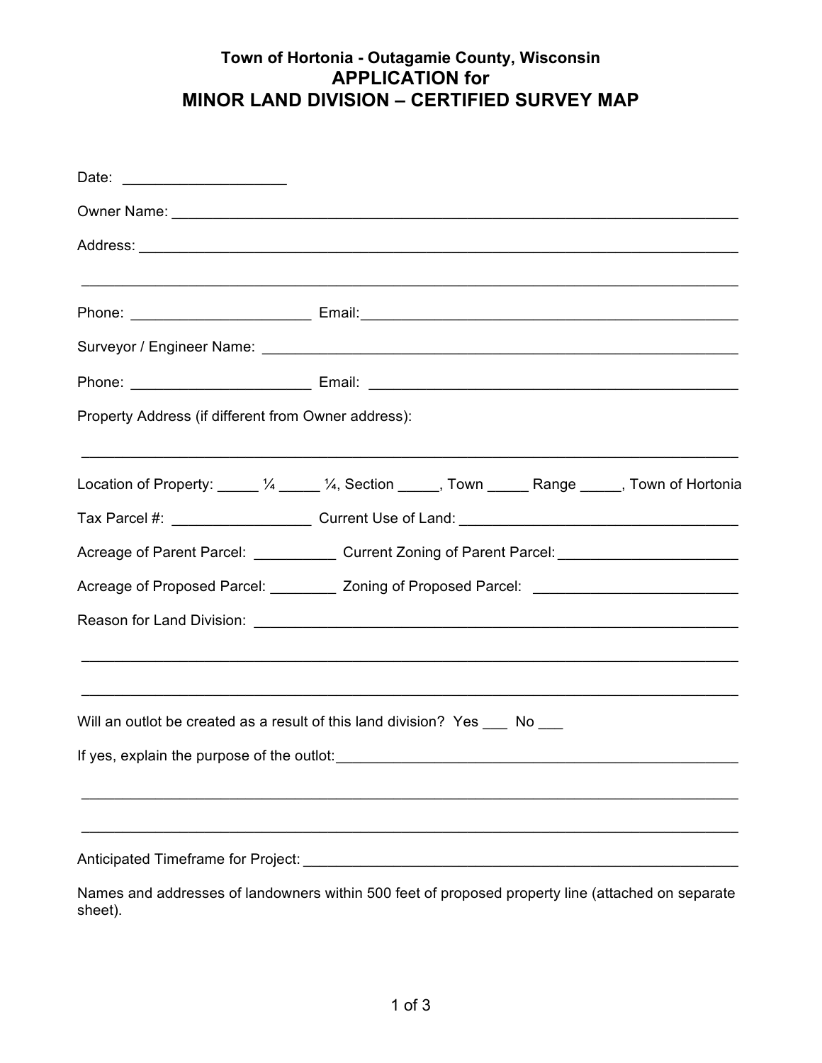**Town of Hortonia - Outagamie County, Wisconsin**

# APPLICATION for MINOR LAND DIVISION – CERTIFIED SURVEY MAP

Date: ____________________

Owner Name: ________________________________________________________________________

Address: ___________________________________________________________________________

___________________________________________________________________________________

Phone: ______________________ Email:_______________________________________________

Surveyor / Engineer Name: ____________________________________________________________

Phone: ______________________ Email: _______________________________________________

Property Address (if different from Owner address):

___________________________________________________________________________________

Location of Property: _____ ¼ _____ ¼, Section _____, Town _____ Range _____, Town of Hortonia

Tax Parcel #: _________________ Current Use of Land: ____________________________________

Acreage of Parent Parcel: __________ Current Zoning of Parent Parcel: ______________________

Acreage of Proposed Parcel: ________ Zoning of Proposed Parcel: _________________________

Reason for Land Division: _____________________________________________________________

___________________________________________________________________________________

___________________________________________________________________________________

Will an outlot be created as a result of this land division? Yes ___ No ___

If yes, explain the purpose of the outlot:___________________________________________________

___________________________________________________________________________________

___________________________________________________________________________________

Anticipated Timeframe for Project: _______________________________________________________

Names and addresses of landowners within 500 feet of proposed property line (attached on separate sheet).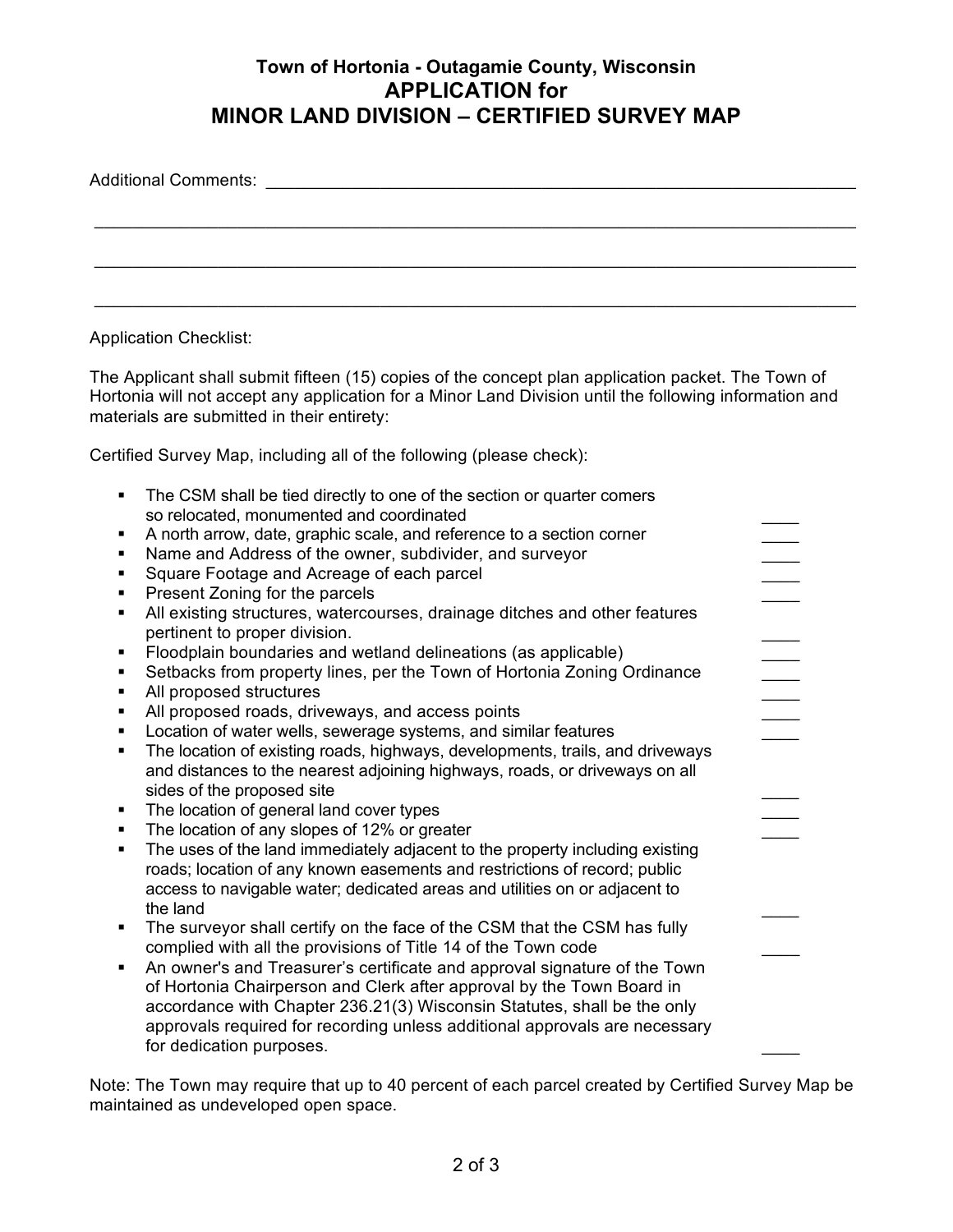**Town of Hortonia - Outagamie County, Wisconsin**

# APPLICATION for MINOR LAND DIVISION – CERTIFIED SURVEY MAP

Additional Comments: ____________________________________________________________

______________________________________________________________________________

______________________________________________________________________________

______________________________________________________________________________

Application Checklist:

The Applicant shall submit fifteen (15) copies of the concept plan application packet. The Town of Hortonia will not accept any application for a Minor Land Division until the following information and materials are submitted in their entirety:

Certified Survey Map, including all of the following (please check):

- The CSM shall be tied directly to one of the section or quarter comers so relocated, monumented and coordinated ____
- A north arrow, date, graphic scale, and reference to a section corner ____
- Name and Address of the owner, subdivider, and surveyor ____
- Square Footage and Acreage of each parcel ____
- Present Zoning for the parcels ____
- All existing structures, watercourses, drainage ditches and other features pertinent to proper division. ____
- Floodplain boundaries and wetland delineations (as applicable) ____
- Setbacks from property lines, per the Town of Hortonia Zoning Ordinance ____
- All proposed structures ____
- All proposed roads, driveways, and access points ____
- Location of water wells, sewerage systems, and similar features ____
- The location of existing roads, highways, developments, trails, and driveways and distances to the nearest adjoining highways, roads, or driveways on all sides of the proposed site ____
- The location of general land cover types ____
- The location of any slopes of 12% or greater ____
- The uses of the land immediately adjacent to the property including existing roads; location of any known easements and restrictions of record; public access to navigable water; dedicated areas and utilities on or adjacent to the land ____
- The surveyor shall certify on the face of the CSM that the CSM has fully complied with all the provisions of Title 14 of the Town code ____
- An owner's and Treasurer's certificate and approval signature of the Town of Hortonia Chairperson and Clerk after approval by the Town Board in accordance with Chapter 236.21(3) Wisconsin Statutes, shall be the only approvals required for recording unless additional approvals are necessary for dedication purposes. ____

Note: The Town may require that up to 40 percent of each parcel created by Certified Survey Map be maintained as undeveloped open space.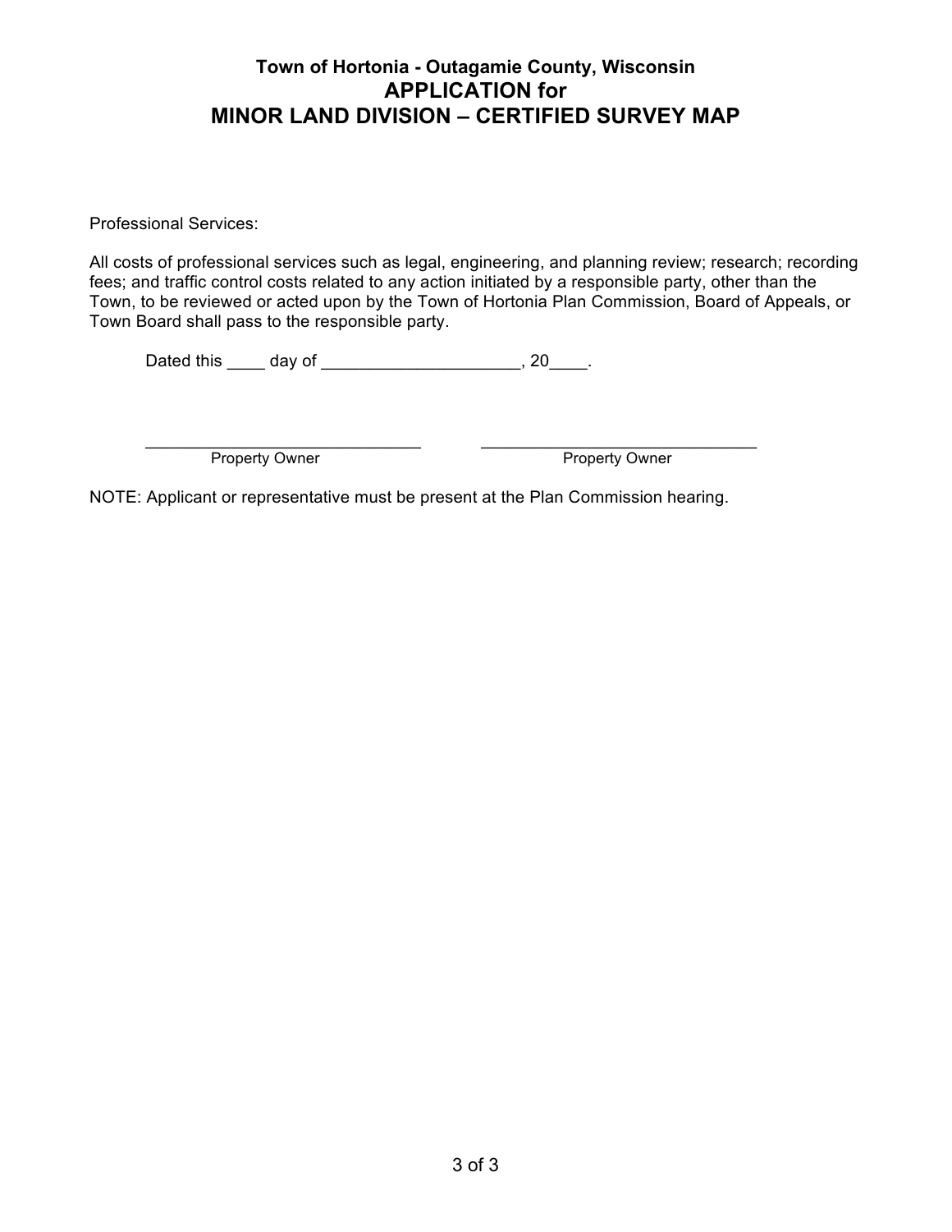**Town of Hortonia - Outagamie County, Wisconsin**
# APPLICATION for
# MINOR LAND DIVISION – CERTIFIED SURVEY MAP

Professional Services:

All costs of professional services such as legal, engineering, and planning review; research; recording fees; and traffic control costs related to any action initiated by a responsible party, other than the Town, to be reviewed or acted upon by the Town of Hortonia Plan Commission, Board of Appeals, or Town Board shall pass to the responsible party.

Dated this ____ day of _____________________, 20____.

______________________________ Property Owner

______________________________ Property Owner

NOTE: Applicant or representative must be present at the Plan Commission hearing.